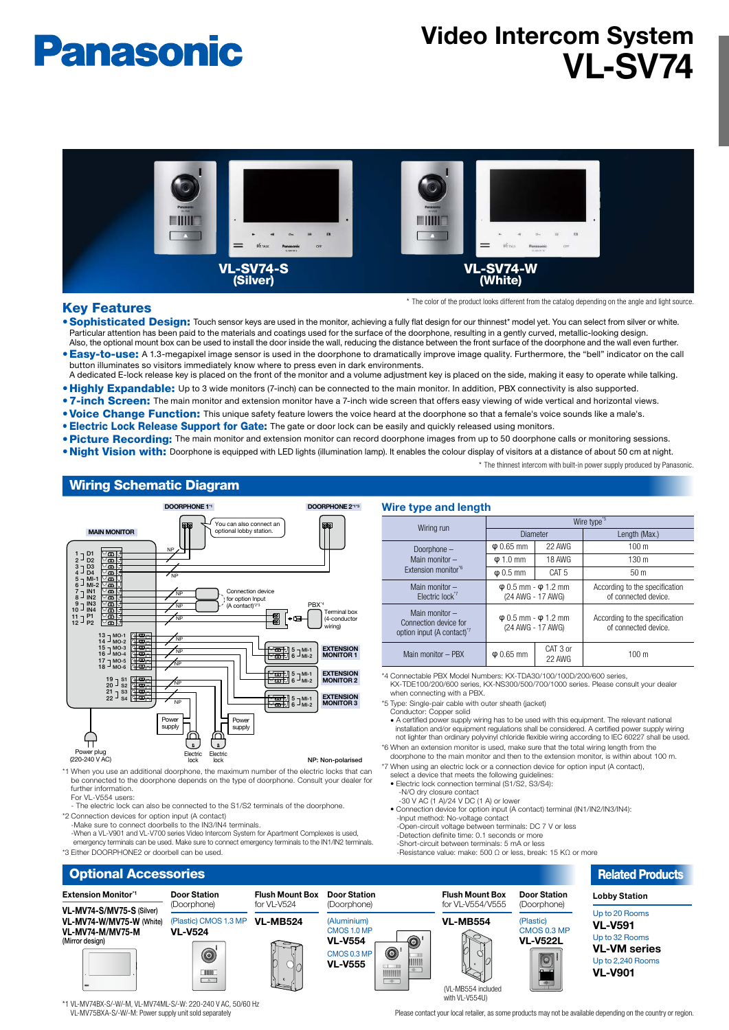# Panasonic

# Video Intercom System
# VL-SV74

VL-SV74-S (Silver)

VL-SV74-W (White)

\* The color of the product looks different from the catalog depending on the angle and light source.

## Key Features

- **Sophisticated Design:** Touch sensor keys are used in the monitor, achieving a fully flat design for our thinnest* model yet. You can select from silver or white. Particular attention has been paid to the materials and coatings used for the surface of the doorphone, resulting in a gently curved, metallic-looking design. Also, the optional mount box can be used to install the door inside the wall, reducing the distance between the front surface of the doorphone and the wall even further.
- **Easy-to-use:** A 1.3-megapixel image sensor is used in the doorphone to dramatically improve image quality. Furthermore, the "bell" indicator on the call button illuminates so visitors immediately know where to press even in dark environments. A dedicated E-lock release key is placed on the front of the monitor and a volume adjustment key is placed on the side, making it easy to operate while talking.
- **Highly Expandable:** Up to 3 wide monitors (7-inch) can be connected to the main monitor. In addition, PBX connectivity is also supported.
- **7-inch Screen:** The main monitor and extension monitor have a 7-inch wide screen that offers easy viewing of wide vertical and horizontal views.
- **Voice Change Function:** This unique safety feature lowers the voice heard at the doorphone so that a female's voice sounds like a male's.
- **Electric Lock Release Support for Gate:** The gate or door lock can be easily and quickly released using monitors.
- **Picture Recording:** The main monitor and extension monitor can record doorphone images from up to 50 doorphone calls or monitoring sessions.
- **Night Vision with:** Doorphone is equipped with LED lights (illumination lamp). It enables the colour display of visitors at a distance of about 50 cm at night.

\* The thinnest intercom with built-in power supply produced by Panasonic.

## Wiring Schematic Diagram

MAIN MONITOR: 1 D1, 2 D2, 3 D3, 4 D4, 5 MI-1, 6 MI-2, 7 IN1, 8 IN2, 9 IN3, 10 IN4, 11 P1, 12 P2, 13 MO-1, 14 MO-2, 15 MO-3, 16 MO-4, 17 MO-5, 18 MO-6, 19 S1, 20 S2, 21 S3, 22 S4

DOORPHONE 1[*1] — You can also connect an optional lobby station.

DOORPHONE 2[*1*3]

Connection device for option input (A contact)[*2*3]

PBX[*4] — Terminal box (4-conductor wiring)

EXTENSION MONITOR 1 (5 MI-1, 6 MI-2)

EXTENSION MONITOR 2 (5 MI-1, 6 MI-2)

EXTENSION MONITOR 3 (5 MI-1, 6 MI-2)

Power supply — Electric lock — Power supply — Electric lock

Power plug (220-240 V AC)

NP: Non-polarised

\*1 When you use an additional doorphone, the maximum number of the electric locks that can be connected to the doorphone depends on the type of doorphone. Consult your dealer for further information.
For VL-V554 users:
- The electric lock can also be connected to the S1/S2 terminals of the doorphone.

\*2 Connection devices for option input (A contact)
-Make sure to connect doorbells to the IN3/IN4 terminals.
-When a VL-V901 and VL-V700 series Video Intercom System for Apartment Complexes is used, emergency terminals can be used. Make sure to connect emergency terminals to the IN1/IN2 terminals.

\*3 Either DOORPHONE2 or doorbell can be used.

### Wire type and length

| Wiring run | Wire type[*5] | | |
|---|---|---|---|
| | Diameter | | Length (Max.) |
| Doorphone – Main monitor – Extension monitor[*6] | φ 0.65 mm | 22 AWG | 100 m |
| | φ 1.0 mm | 18 AWG | 130 m |
| | φ 0.5 mm | CAT 5 | 50 m |
| Main monitor – Electric lock[*7] | φ 0.5 mm - φ 1.2 mm (24 AWG - 17 AWG) | | According to the specification of connected device. |
| Main monitor – Connection device for option input (A contact)[*7] | φ 0.5 mm - φ 1.2 mm (24 AWG - 17 AWG) | | According to the specification of connected device. |
| Main monitor – PBX | φ 0.65 mm | CAT 3 or 22 AWG | 100 m |

\*4 Connectable PBX Model Numbers: KX-TDA30/100/100D/200/600 series, KX-TDE100/200/600 series, KX-NS300/500/700/1000 series. Please consult your dealer when connecting with a PBX.

\*5 Type: Single-pair cable with outer sheath (jacket)
Conductor: Copper solid
- A certified power supply wiring has to be used with this equipment. The relevant national installation and/or equipment regulations shall be considered. A certified power supply wiring not lighter than ordinary polyvinyl chloride flexible wiring according to IEC 60227 shall be used.

\*6 When an extension monitor is used, make sure that the total wiring length from the doorphone to the main monitor and then to the extension monitor, is within about 100 m.

\*7 When using an electric lock or a connection device for option input (A contact), select a device that meets the following guidelines:
- Electric lock connection terminal (S1/S2, S3/S4):
  -N/O dry closure contact
  -30 V AC (1 A)/24 V DC (1 A) or lower
- Connection device for option input (A contact) terminal (IN1/IN2/IN3/IN4):
  -Input method: No-voltage contact
  -Open-circuit voltage between terminals: DC 7 V or less
  -Detection definite time: 0.1 seconds or more
  -Short-circuit between terminals: 5 mA or less
  -Resistance value: make: 500 Ω or less, break: 15 KΩ or more

## Optional Accessories

**Extension Monitor**[*1]
VL-MV74-S/MV75-S (Silver)
VL-MV74-W/MV75-W (White)
VL-MV74-M/MV75-M (Mirror design)

**Door Station** (Doorphone)
(Plastic) CMOS 1.3 MP
**VL-V524**

**Flush Mount Box** for VL-V524
**VL-MB524**

**Door Station** (Doorphone)
(Aluminium) CMOS 1.0 MP
**VL-V554**
CMOS 0.3 MP
**VL-V555**

**Flush Mount Box** for VL-V554/V555
**VL-MB554**
(VL-MB554 included with VL-V554U)

**Door Station** (Doorphone)
(Plastic) CMOS 0.3 MP
**VL-V522L**

## Related Products

**Lobby Station**
Up to 20 Rooms
**VL-V591**
Up to 32 Rooms
**VL-VM series**
Up to 2,240 Rooms
**VL-V901**

\*1 VL-MV74BX-S/-W/-M, VL-MV74ML-S/-W: 220-240 V AC, 50/60 Hz
VL-MV75BXA-S/-W/-M: Power supply unit sold separately

Please contact your local retailer, as some products may not be available depending on the country or region.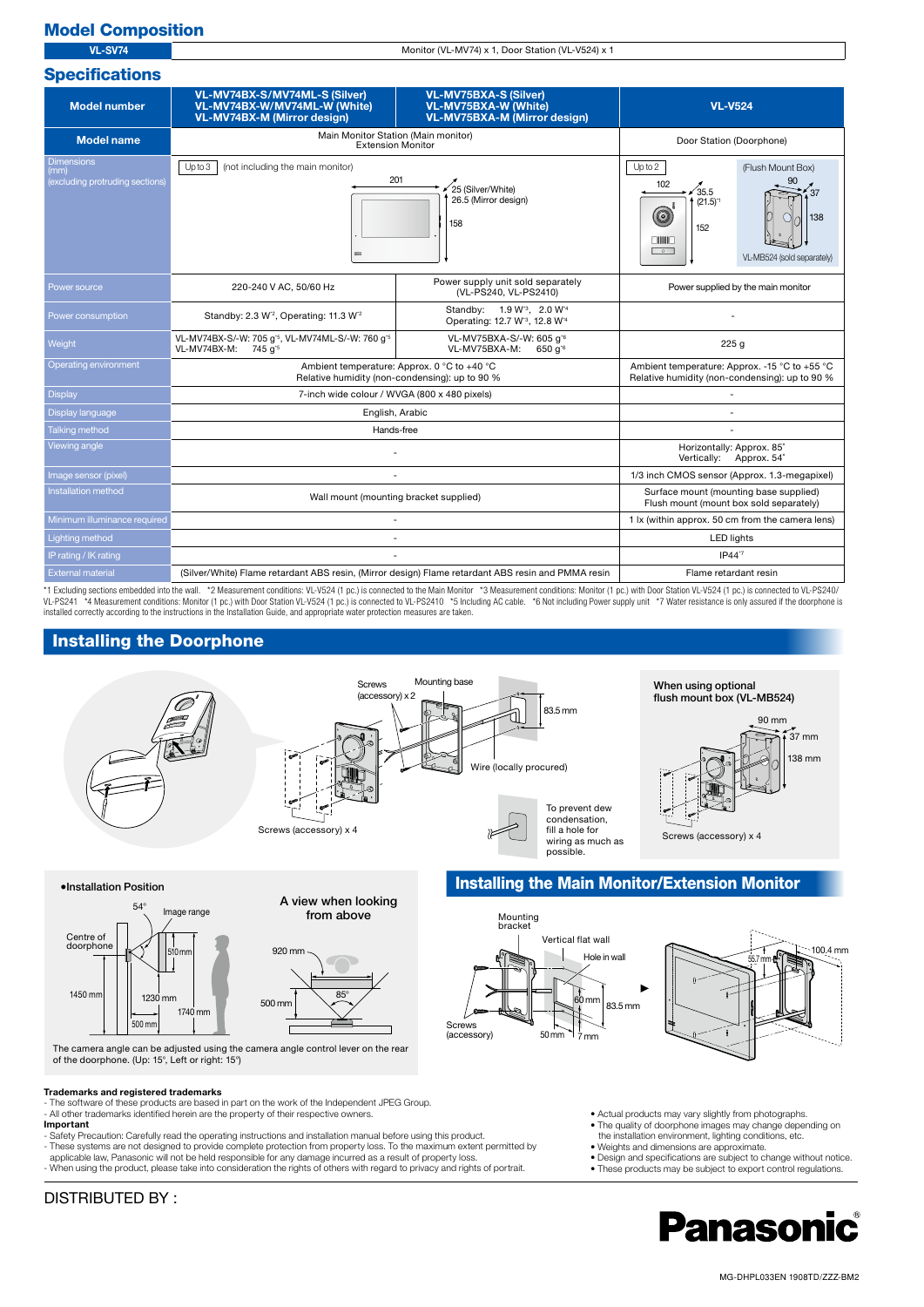## Model Composition

| VL-SV74 | Monitor (VL-MV74) x 1, Door Station (VL-V524) x 1 |
|---|---|

## Specifications

| Model number | VL-MV74BX-S/MV74ML-S (Silver) VL-MV74BX-W/MV74ML-W (White) VL-MV74BX-M (Mirror design) | VL-MV75BXA-S (Silver) VL-MV75BXA-W (White) VL-MV75BXA-M (Mirror design) | VL-V524 |
|---|---|---|---|
| Model name | Main Monitor Station (Main monitor) Extension Monitor | | Door Station (Doorphone) |
| Dimensions (mm) (excluding protruding sections) | Up to 3 (not including the main monitor) 201, 25 (Silver/White) 26.5 (Mirror design), 158 | | Up to 2; 102, 35.5 (21.5)*1, 152; (Flush Mount Box) 90, 37, 138; VL-MB524 (sold separately) |
| Power source | 220-240 V AC, 50/60 Hz | Power supply unit sold separately (VL-PS240, VL-PS2410) | Power supplied by the main monitor |
| Power consumption | Standby: 2.3 W*2, Operating: 11.3 W*2 | Standby: 1.9 W*3, 2.0 W*4 Operating: 12.7 W*3, 12.8 W*4 | - |
| Weight | VL-MV74BX-S/-W: 705 g*5, VL-MV74ML-S/-W: 760 g*5 VL-MV74BX-M: 745 g*5 | VL-MV75BXA-S/-W: 605 g*6 VL-MV75BXA-M: 650 g*6 | 225 g |
| Operating environment | Ambient temperature: Approx. 0 °C to +40 °C Relative humidity (non-condensing): up to 90 % | | Ambient temperature: Approx. -15 °C to +55 °C Relative humidity (non-condensing): up to 90 % |
| Display | 7-inch wide colour / WVGA (800 x 480 pixels) | | - |
| Display language | English, Arabic | | - |
| Talking method | Hands-free | | - |
| Viewing angle | - | | Horizontally: Approx. 85° Vertically: Approx. 54° |
| Image sensor (pixel) | - | | 1/3 inch CMOS sensor (Approx. 1.3-megapixel) |
| Installation method | Wall mount (mounting bracket supplied) | | Surface mount (mounting base supplied) Flush mount (mount box sold separately) |
| Minimum illuminance required | - | | 1 lx (within approx. 50 cm from the camera lens) |
| Lighting method | - | | LED lights |
| IP rating / IK rating | - | | IP44*7 |
| External material | (Silver/White) Flame retardant ABS resin, (Mirror design) Flame retardant ABS resin and PMMA resin | | Flame retardant resin |

*1 Excluding sections embedded into the wall. *2 Measurement conditions: VL-V524 (1 pc.) is connected to the Main Monitor *3 Measurement conditions: Monitor (1 pc.) with Door Station VL-V524 (1 pc.) is connected to VL-PS240/ VL-PS241 *4 Measurement conditions: Monitor (1 pc.) with Door Station VL-V524 (1 pc.) is connected to VL-PS2410 *5 Including AC cable. *6 Not including Power supply unit *7 Water resistance is only assured if the doorphone is installed correctly according to the instructions in the Installation Guide, and appropriate water protection measures are taken.

## Installing the Doorphone

Screws (accessory) x 2
Mounting base
83.5 mm
Wire (locally procured)
Screws (accessory) x 4
To prevent dew condensation, fill a hole for wiring as much as possible.

When using optional flush mount box (VL-MB524)
90 mm
37 mm
138 mm
Screws (accessory) x 4

•Installation Position

54°
Image range
Centre of doorphone
510 mm
1450 mm
1230 mm
1740 mm
500 mm

A view when looking from above
920 mm
500 mm
85°

The camera angle can be adjusted using the camera angle control lever on the rear of the doorphone. (Up: 15°, Left or right: 15°)

## Installing the Main Monitor/Extension Monitor

Mounting bracket
Vertical flat wall
Hole in wall
60 mm
83.5 mm
Screws (accessory)
50 mm
7 mm
55.7 mm
100.4 mm

**Trademarks and registered trademarks**

- The software of these products are based in part on the work of the Independent JPEG Group.
- All other trademarks identified herein are the property of their respective owners.

**Important**

- Safety Precaution: Carefully read the operating instructions and installation manual before using this product.
- These systems are not designed to provide complete protection from property loss. To the maximum extent permitted by applicable law, Panasonic will not be held responsible for any damage incurred as a result of property loss.
- When using the product, please take into consideration the rights of others with regard to privacy and rights of portrait.

- Actual products may vary slightly from photographs.
- The quality of doorphone images may change depending on the installation environment, lighting conditions, etc.
- Weights and dimensions are approximate.
- Design and specifications are subject to change without notice.
- These products may be subject to export control regulations.

DISTRIBUTED BY :

Panasonic®

MG-DHPL033EN 1908TD/ZZZ-BM2